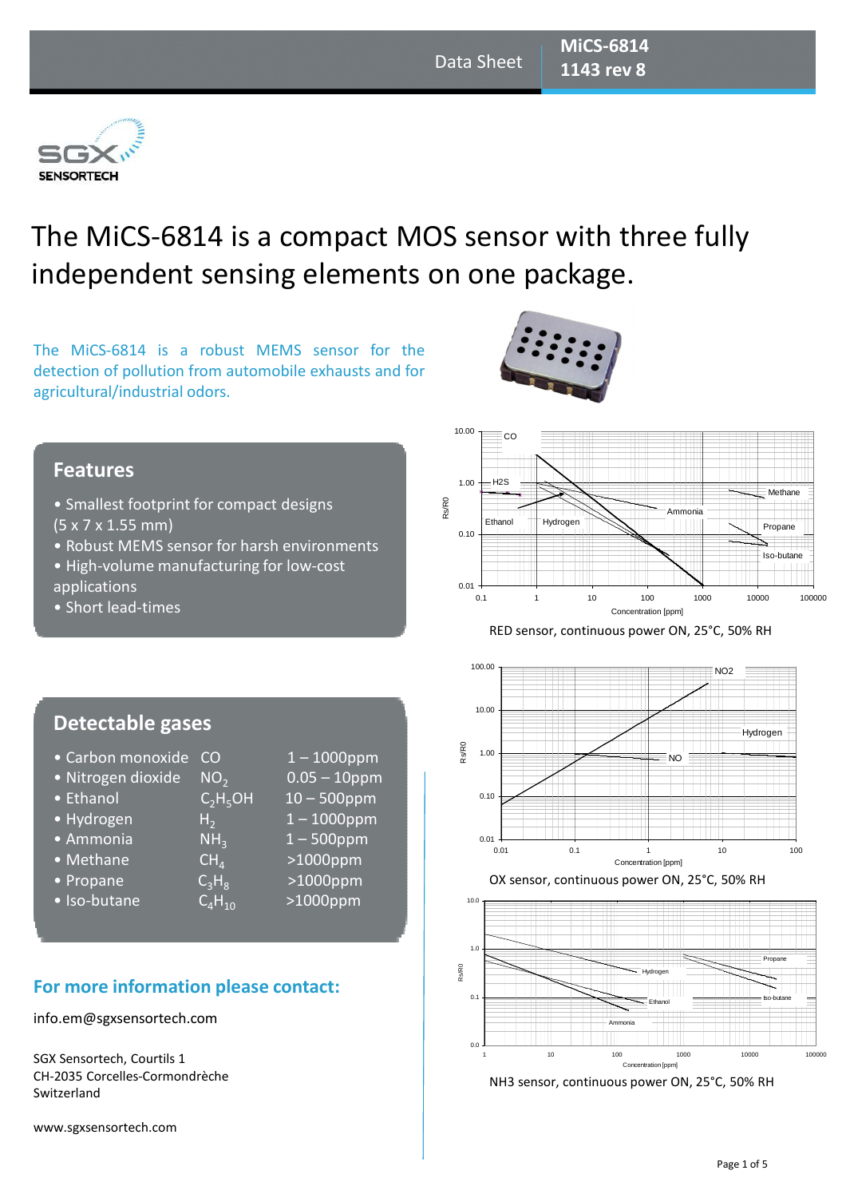# The MiCS-6814 is a compact MOS sensor with three fully independent sensing elements on one package.

The MiCS-6814 is a robust MEMS sensor for the detection of pollution from automobile exhausts and for agricultural/industrial odors.

## Features

- Smallest footprint for compact designs (5 x 7 x 1.55 mm)
- Robust MEMS sensor for harsh environments
- High-volume manufacturing for low-cost applications
- Short lead-times

## Detectable gases

| Gas | Formula | Range |
| --- | --- | --- |
| Carbon monoxide | $CO$ | 1 – 1000ppm |
| Nitrogen dioxide | $NO_2$ | 0.05 – 10ppm |
| Ethanol | $C_2H_5OH$ | 10 – 500ppm |
| Hydrogen | $H_2$ | 1 – 1000ppm |
| Ammonia | $NH_3$ | 1 – 500ppm |
| Methane | $CH_4$ | >1000ppm |
| Propane | $C_3H_8$ | >1000ppm |
| Iso-butane | $C_4H_{10}$ | >1000ppm |

RED sensor, continuous power ON, 25°C, 50% RH

OX sensor, continuous power ON, 25°C, 50% RH

NH3 sensor, continuous power ON, 25°C, 50% RH

## For more information please contact:

info.em@sgxsensortech.com

SGX Sensortech, Courtils 1
CH-2035 Corcelles-Cormondrèche
Switzerland

www.sgxsensortech.com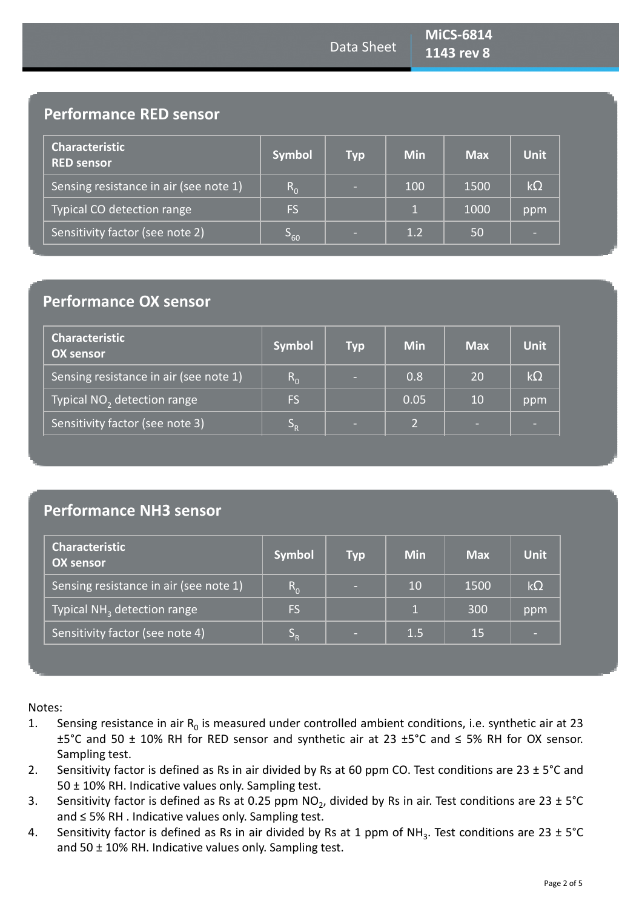## Performance RED sensor

| Characteristic RED sensor | Symbol | Typ | Min | Max | Unit |
|---|---|---|---|---|---|
| Sensing resistance in air (see note 1) | $R_0$ | - | 100 | 1500 | kΩ |
| Typical CO detection range | FS | | 1 | 1000 | ppm |
| Sensitivity factor (see note 2) | $S_{60}$ | - | 1.2 | 50 | - |

## Performance OX sensor

| Characteristic OX sensor | Symbol | Typ | Min | Max | Unit |
|---|---|---|---|---|---|
| Sensing resistance in air (see note 1) | $R_0$ | - | 0.8 | 20 | kΩ |
| Typical $NO_2$ detection range | FS | | 0.05 | 10 | ppm |
| Sensitivity factor (see note 3) | $S_R$ | - | 2 | - | - |

## Performance NH3 sensor

| Characteristic OX sensor | Symbol | Typ | Min | Max | Unit |
|---|---|---|---|---|---|
| Sensing resistance in air (see note 1) | $R_0$ | - | 10 | 1500 | kΩ |
| Typical $NH_3$ detection range | FS | | 1 | 300 | ppm |
| Sensitivity factor (see note 4) | $S_R$ | - | 1.5 | 15 | - |

Notes:

1. Sensing resistance in air $R_0$ is measured under controlled ambient conditions, i.e. synthetic air at 23 ±5°C and 50 ± 10% RH for RED sensor and synthetic air at 23 ±5°C and ≤ 5% RH for OX sensor. Sampling test.
2. Sensitivity factor is defined as Rs in air divided by Rs at 60 ppm CO. Test conditions are 23 ± 5°C and 50 ± 10% RH. Indicative values only. Sampling test.
3. Sensitivity factor is defined as Rs at 0.25 ppm $NO_2$, divided by Rs in air. Test conditions are 23 ± 5°C and ≤ 5% RH . Indicative values only. Sampling test.
4. Sensitivity factor is defined as Rs in air divided by Rs at 1 ppm of $NH_3$. Test conditions are 23 ± 5°C and 50 ± 10% RH. Indicative values only. Sampling test.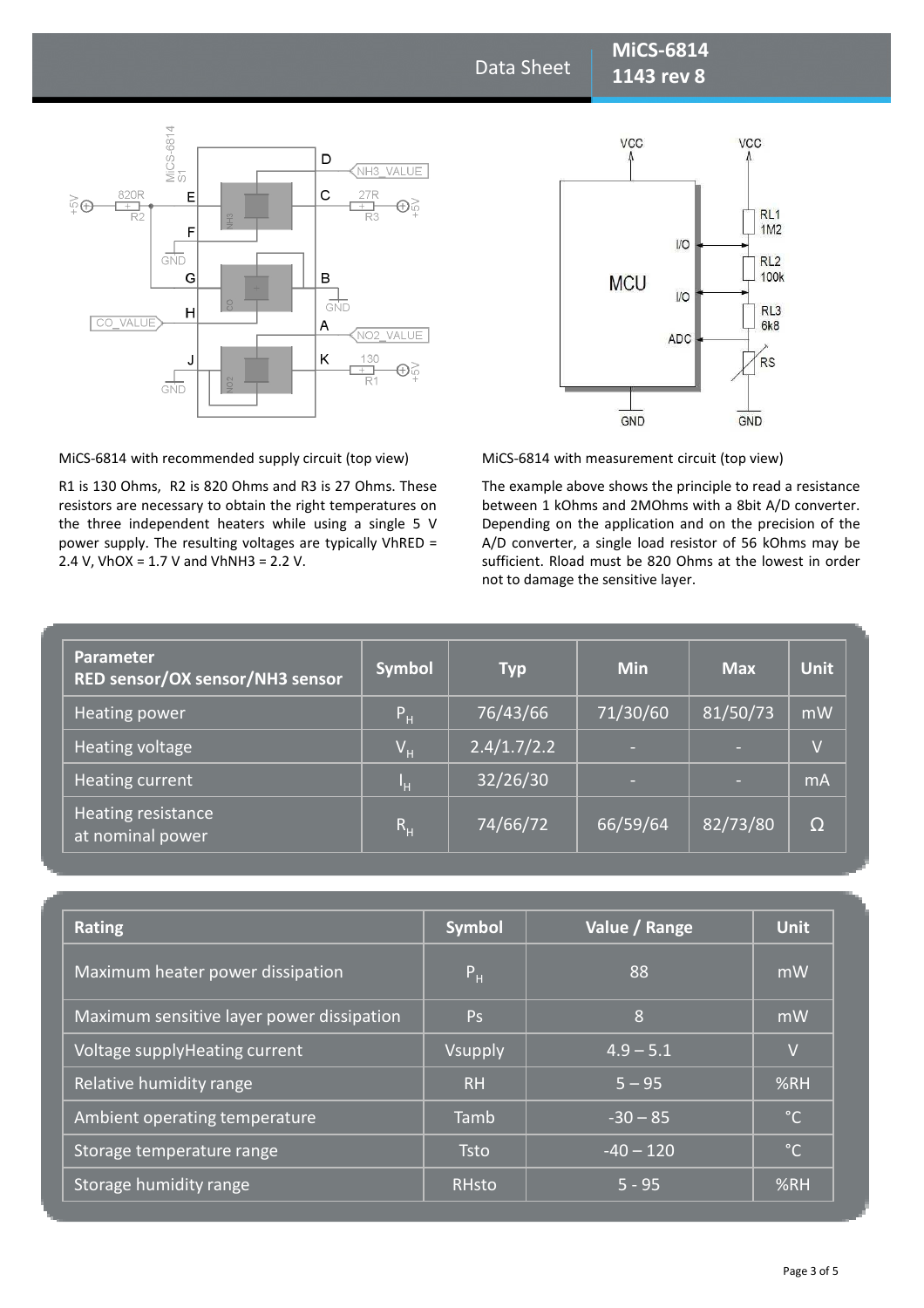MiCS-6814 with recommended supply circuit (top view)

R1 is 130 Ohms, R2 is 820 Ohms and R3 is 27 Ohms. These resistors are necessary to obtain the right temperatures on the three independent heaters while using a single 5 V power supply. The resulting voltages are typically VhRED = 2.4 V, VhOX = 1.7 V and VhNH3 = 2.2 V.

MiCS-6814 with measurement circuit (top view)

The example above shows the principle to read a resistance between 1 kOhms and 2MOhms with a 8bit A/D converter. Depending on the application and on the precision of the A/D converter, a single load resistor of 56 kOhms may be sufficient. Rload must be 820 Ohms at the lowest in order not to damage the sensitive layer.

| Parameter RED sensor/OX sensor/NH3 sensor | Symbol | Typ | Min | Max | Unit |
|---|---|---|---|---|---|
| Heating power | $P_H$ | 76/43/66 | 71/30/60 | 81/50/73 | mW |
| Heating voltage | $V_H$ | 2.4/1.7/2.2 | - | - | V |
| Heating current | $I_H$ | 32/26/30 | - | - | mA |
| Heating resistance at nominal power | $R_H$ | 74/66/72 | 66/59/64 | 82/73/80 | Ω |

| Rating | Symbol | Value / Range | Unit |
|---|---|---|---|
| Maximum heater power dissipation | $P_H$ | 88 | mW |
| Maximum sensitive layer power dissipation | Ps | 8 | mW |
| Voltage supplyHeating current | Vsupply | 4.9 – 5.1 | V |
| Relative humidity range | RH | 5 – 95 | %RH |
| Ambient operating temperature | Tamb | -30 – 85 | °C |
| Storage temperature range | Tsto | -40 – 120 | °C |
| Storage humidity range | RHsto | 5 - 95 | %RH |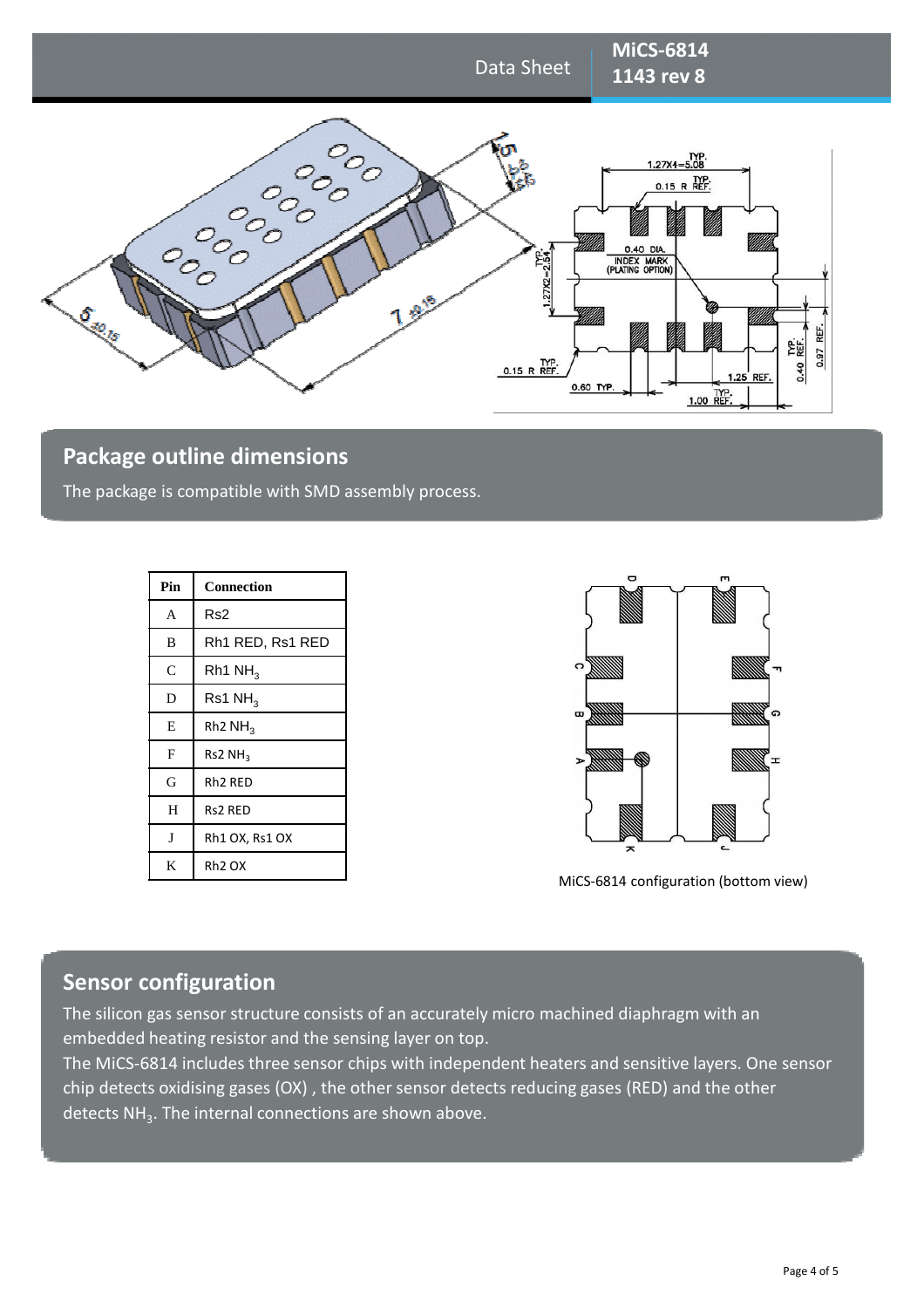## Package outline dimensions

The package is compatible with SMD assembly process.

| Pin | Connection |
|---|---|
| A | Rs2 |
| B | Rh1 RED, Rs1 RED |
| C | Rh1 $NH_3$ |
| D | Rs1 $NH_3$ |
| E | Rh2 $NH_3$ |
| F | Rs2 $NH_3$ |
| G | Rh2 RED |
| H | Rs2 RED |
| J | Rh1 OX, Rs1 OX |
| K | Rh2 OX |

MiCS-6814 configuration (bottom view)

## Sensor configuration

The silicon gas sensor structure consists of an accurately micro machined diaphragm with an embedded heating resistor and the sensing layer on top.

The MiCS-6814 includes three sensor chips with independent heaters and sensitive layers. One sensor chip detects oxidising gases (OX) , the other sensor detects reducing gases (RED) and the other detects $NH_3$. The internal connections are shown above.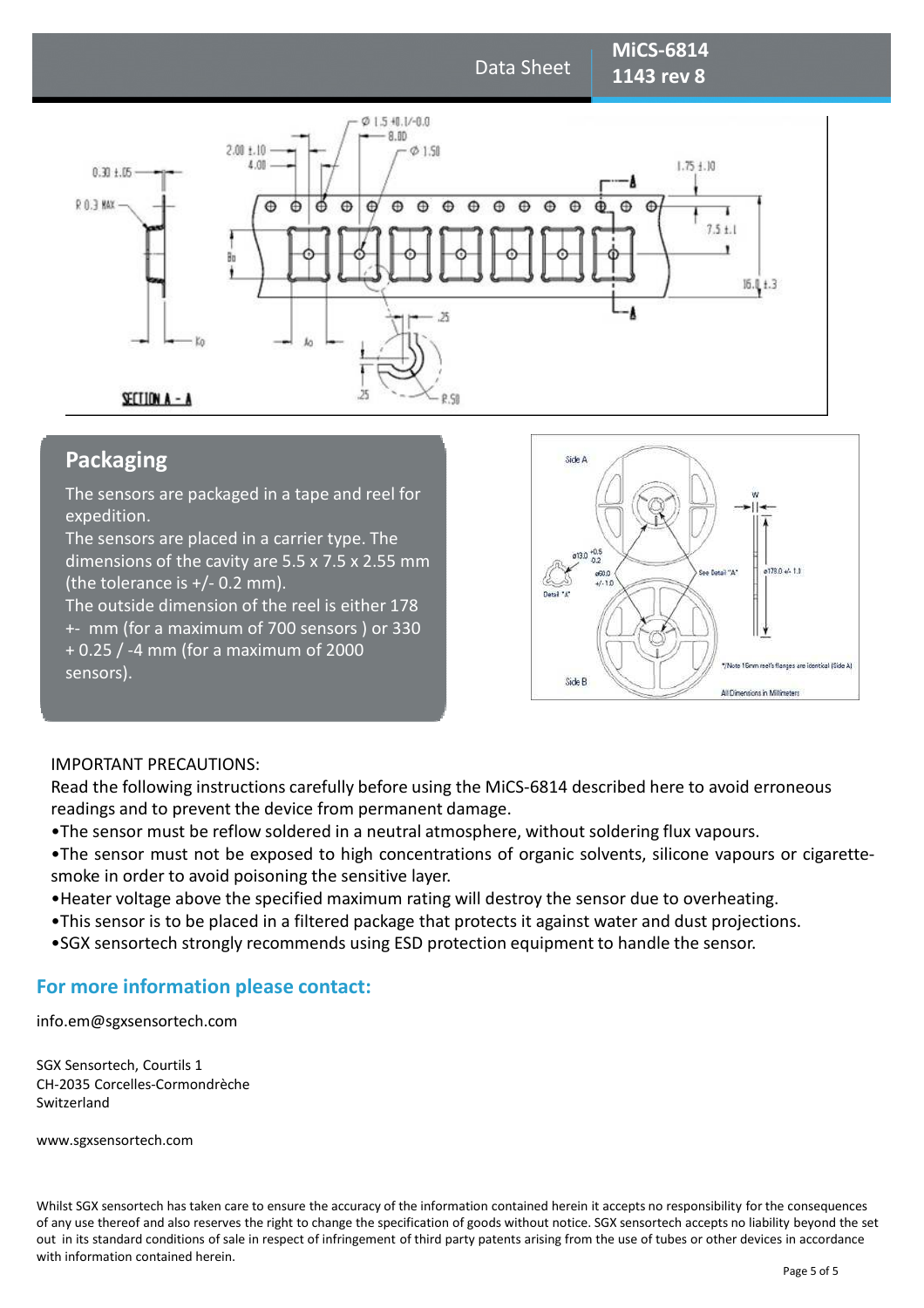## Packaging

The sensors are packaged in a tape and reel for expedition.
The sensors are placed in a carrier type. The dimensions of the cavity are 5.5 x 7.5 x 2.55 mm (the tolerance is +/- 0.2 mm).
The outside dimension of the reel is either 178 +- mm (for a maximum of 700 sensors ) or 330 + 0.25 / -4 mm (for a maximum of 2000 sensors).

IMPORTANT PRECAUTIONS:

Read the following instructions carefully before using the MiCS-6814 described here to avoid erroneous readings and to prevent the device from permanent damage.

- The sensor must be reflow soldered in a neutral atmosphere, without soldering flux vapours.
- The sensor must not be exposed to high concentrations of organic solvents, silicone vapours or cigarette-smoke in order to avoid poisoning the sensitive layer.
- Heater voltage above the specified maximum rating will destroy the sensor due to overheating.
- This sensor is to be placed in a filtered package that protects it against water and dust projections.
- SGX sensortech strongly recommends using ESD protection equipment to handle the sensor.

## For more information please contact:

info.em@sgxsensortech.com

SGX Sensortech, Courtils 1
CH-2035 Corcelles-Cormondrèche
Switzerland

www.sgxsensortech.com

Whilst SGX sensortech has taken care to ensure the accuracy of the information contained herein it accepts no responsibility for the consequences of any use thereof and also reserves the right to change the specification of goods without notice. SGX sensortech accepts no liability beyond the set out in its standard conditions of sale in respect of infringement of third party patents arising from the use of tubes or other devices in accordance with information contained herein.